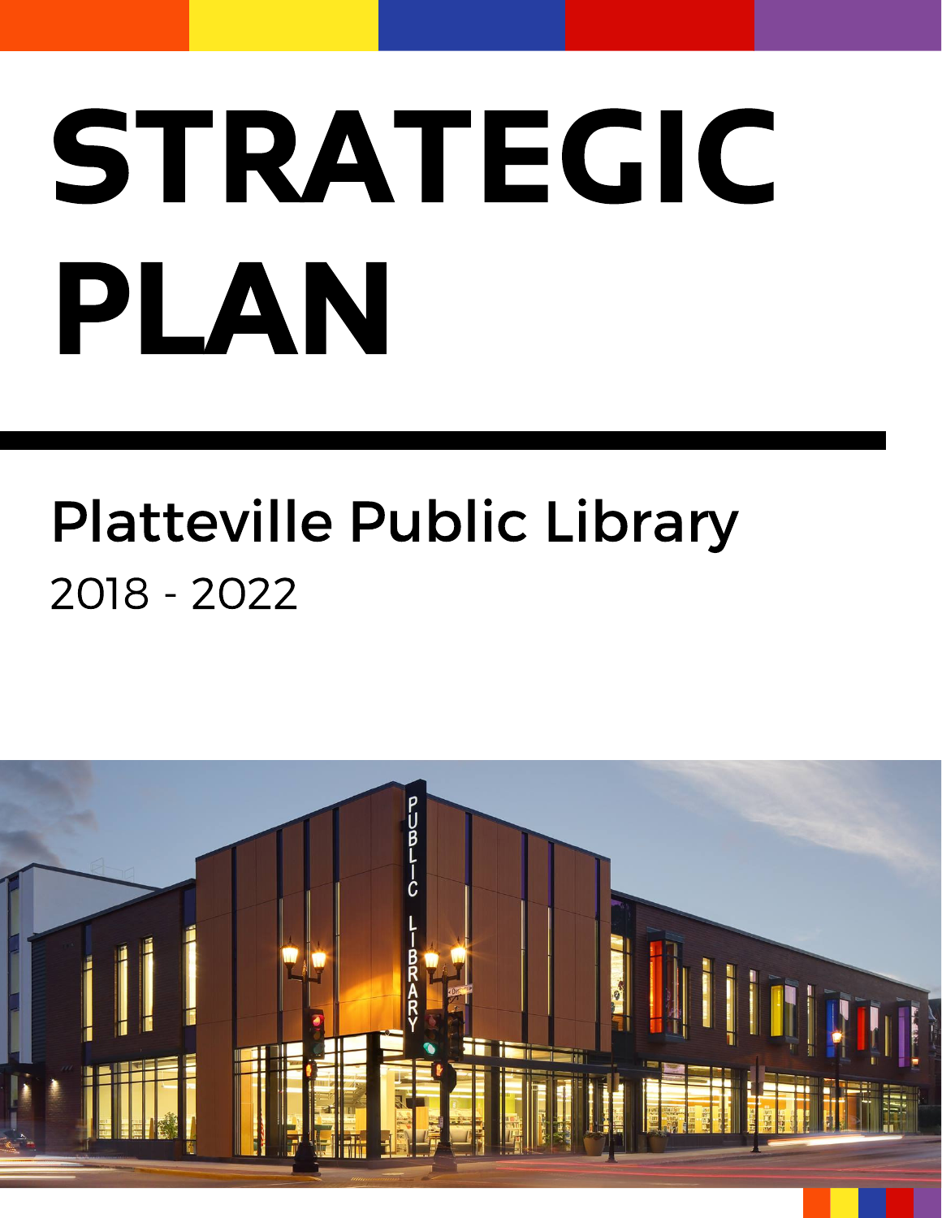# STRATEGIC PLAN

## Platteville Public Library

2018 - 2022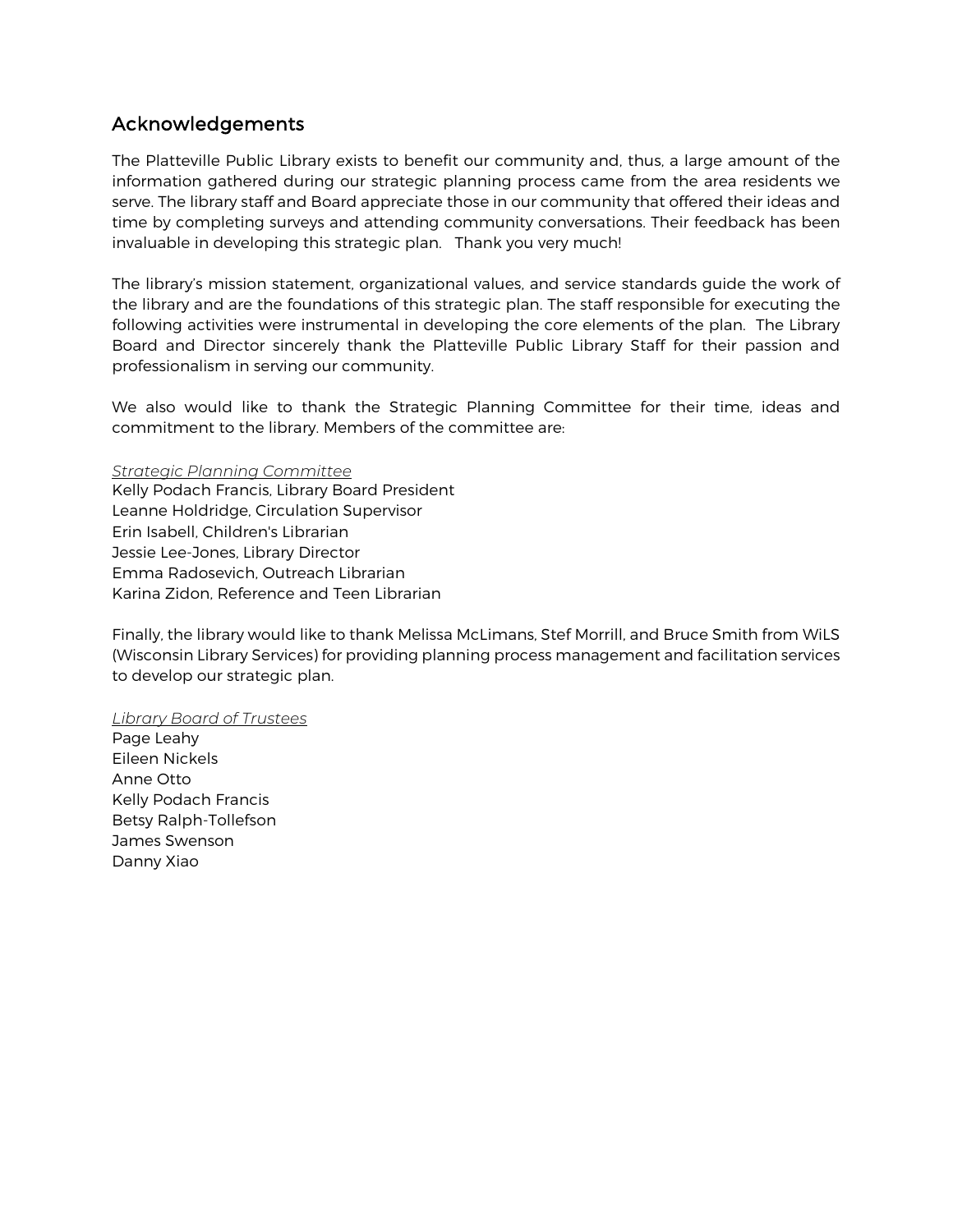## Acknowledgements

The Platteville Public Library exists to benefit our community and, thus, a large amount of the information gathered during our strategic planning process came from the area residents we serve. The library staff and Board appreciate those in our community that offered their ideas and time by completing surveys and attending community conversations. Their feedback has been invaluable in developing this strategic plan. Thank you very much!

The library's mission statement, organizational values, and service standards guide the work of the library and are the foundations of this strategic plan. The staff responsible for executing the following activities were instrumental in developing the core elements of the plan. The Library Board and Director sincerely thank the Platteville Public Library Staff for their passion and professionalism in serving our community.

We also would like to thank the Strategic Planning Committee for their time, ideas and commitment to the library. Members of the committee are:

*Strategic Planning Committee*
Kelly Podach Francis, Library Board President
Leanne Holdridge, Circulation Supervisor
Erin Isabell, Children's Librarian
Jessie Lee-Jones, Library Director
Emma Radosevich, Outreach Librarian
Karina Zidon, Reference and Teen Librarian

Finally, the library would like to thank Melissa McLimans, Stef Morrill, and Bruce Smith from WiLS (Wisconsin Library Services) for providing planning process management and facilitation services to develop our strategic plan.

*Library Board of Trustees*
Page Leahy
Eileen Nickels
Anne Otto
Kelly Podach Francis
Betsy Ralph-Tollefson
James Swenson
Danny Xiao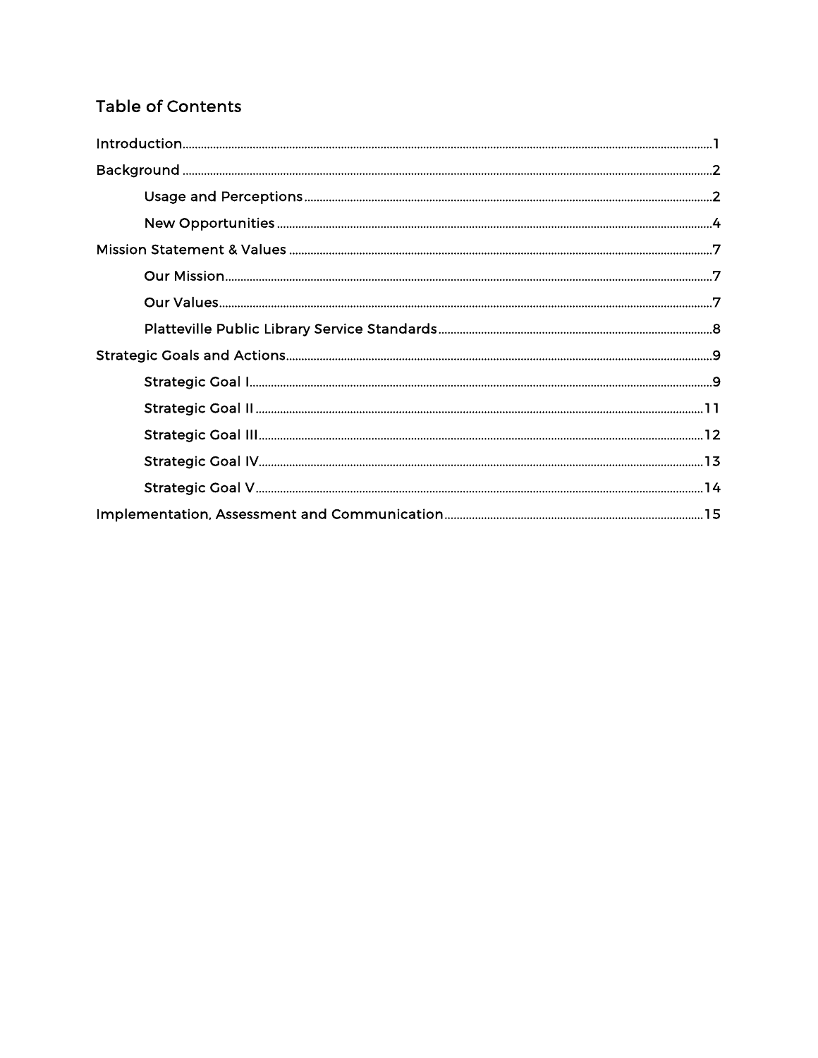## Table of Contents

Introduction....................1

Background....................2

- Usage and Perceptions....................2
- New Opportunities....................4

Mission Statement & Values....................7

- Our Mission....................7
- Our Values....................7
- Platteville Public Library Service Standards....................8

Strategic Goals and Actions....................9

- Strategic Goal I....................9
- Strategic Goal II....................11
- Strategic Goal III....................12
- Strategic Goal IV....................13
- Strategic Goal V....................14

Implementation, Assessment and Communication....................15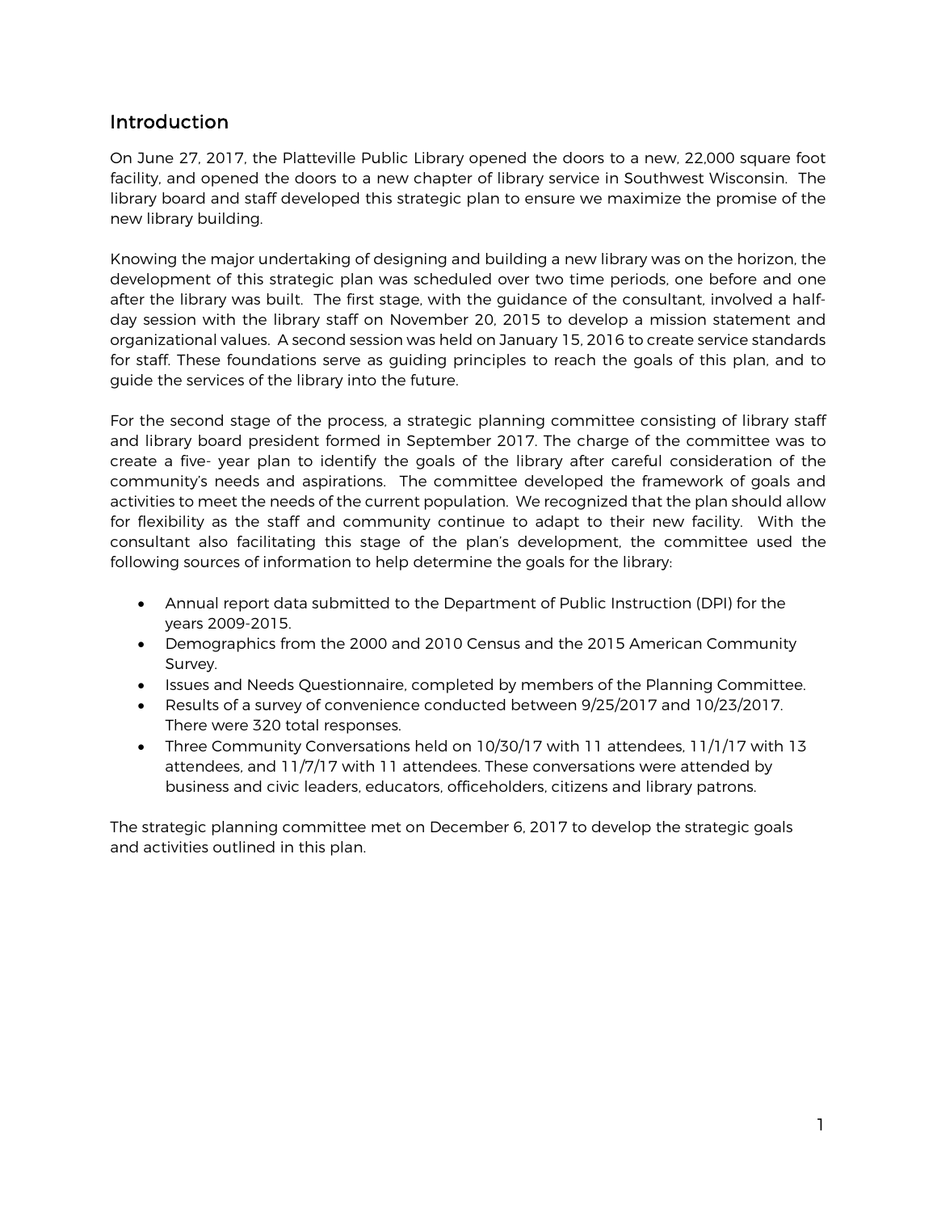## Introduction

On June 27, 2017, the Platteville Public Library opened the doors to a new, 22,000 square foot facility, and opened the doors to a new chapter of library service in Southwest Wisconsin. The library board and staff developed this strategic plan to ensure we maximize the promise of the new library building.

Knowing the major undertaking of designing and building a new library was on the horizon, the development of this strategic plan was scheduled over two time periods, one before and one after the library was built. The first stage, with the guidance of the consultant, involved a half-day session with the library staff on November 20, 2015 to develop a mission statement and organizational values. A second session was held on January 15, 2016 to create service standards for staff. These foundations serve as guiding principles to reach the goals of this plan, and to guide the services of the library into the future.

For the second stage of the process, a strategic planning committee consisting of library staff and library board president formed in September 2017. The charge of the committee was to create a five- year plan to identify the goals of the library after careful consideration of the community's needs and aspirations. The committee developed the framework of goals and activities to meet the needs of the current population. We recognized that the plan should allow for flexibility as the staff and community continue to adapt to their new facility. With the consultant also facilitating this stage of the plan's development, the committee used the following sources of information to help determine the goals for the library:

- Annual report data submitted to the Department of Public Instruction (DPI) for the years 2009-2015.
- Demographics from the 2000 and 2010 Census and the 2015 American Community Survey.
- Issues and Needs Questionnaire, completed by members of the Planning Committee.
- Results of a survey of convenience conducted between 9/25/2017 and 10/23/2017. There were 320 total responses.
- Three Community Conversations held on 10/30/17 with 11 attendees, 11/1/17 with 13 attendees, and 11/7/17 with 11 attendees. These conversations were attended by business and civic leaders, educators, officeholders, citizens and library patrons.

The strategic planning committee met on December 6, 2017 to develop the strategic goals and activities outlined in this plan.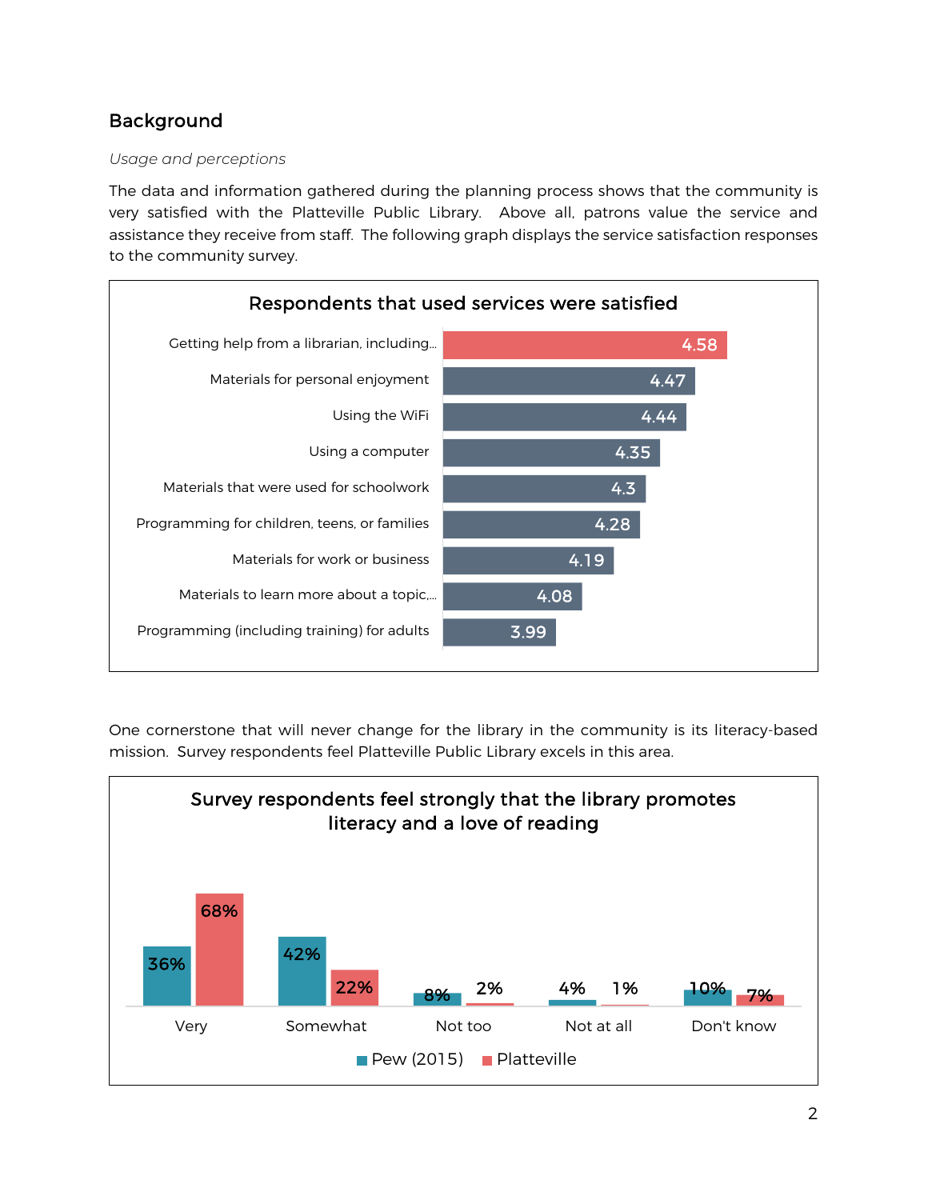## Background

*Usage and perceptions*

The data and information gathered during the planning process shows that the community is very satisfied with the Platteville Public Library. Above all, patrons value the service and assistance they receive from staff. The following graph displays the service satisfaction responses to the community survey.

**Respondents that used services were satisfied**

| Service | Rating |
|---|---|
| Getting help from a librarian, including... | 4.58 |
| Materials for personal enjoyment | 4.47 |
| Using the WiFi | 4.44 |
| Using a computer | 4.35 |
| Materials that were used for schoolwork | 4.3 |
| Programming for children, teens, or families | 4.28 |
| Materials for work or business | 4.19 |
| Materials to learn more about a topic,... | 4.08 |
| Programming (including training) for adults | 3.99 |

One cornerstone that will never change for the library in the community is its literacy-based mission. Survey respondents feel Platteville Public Library excels in this area.

**Survey respondents feel strongly that the library promotes literacy and a love of reading**

| | Very | Somewhat | Not too | Not at all | Don't know |
|---|---|---|---|---|---|
| Pew (2015) | 36% | 42% | 8% | 4% | 10% |
| Platteville | 68% | 22% | 2% | 1% | 7% |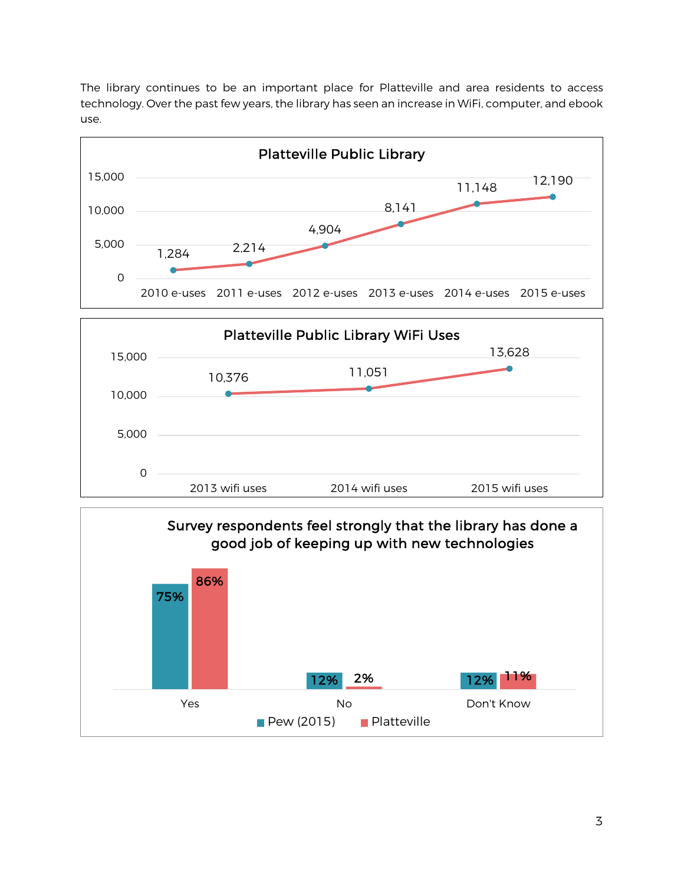The library continues to be an important place for Platteville and area residents to access technology. Over the past few years, the library has seen an increase in WiFi, computer, and ebook use.

**Platteville Public Library**

| Year | E-uses |
|---|---|
| 2010 e-uses | 1,284 |
| 2011 e-uses | 2,214 |
| 2012 e-uses | 4,904 |
| 2013 e-uses | 8,141 |
| 2014 e-uses | 11,148 |
| 2015 e-uses | 12,190 |

**Platteville Public Library WiFi Uses**

| Year | WiFi uses |
|---|---|
| 2013 wifi uses | 10,376 |
| 2014 wifi uses | 11,051 |
| 2015 wifi uses | 13,628 |

**Survey respondents feel strongly that the library has done a good job of keeping up with new technologies**

| | Pew (2015) | Platteville |
|---|---|---|
| Yes | 75% | 86% |
| No | 12% | 2% |
| Don't Know | 12% | 11% |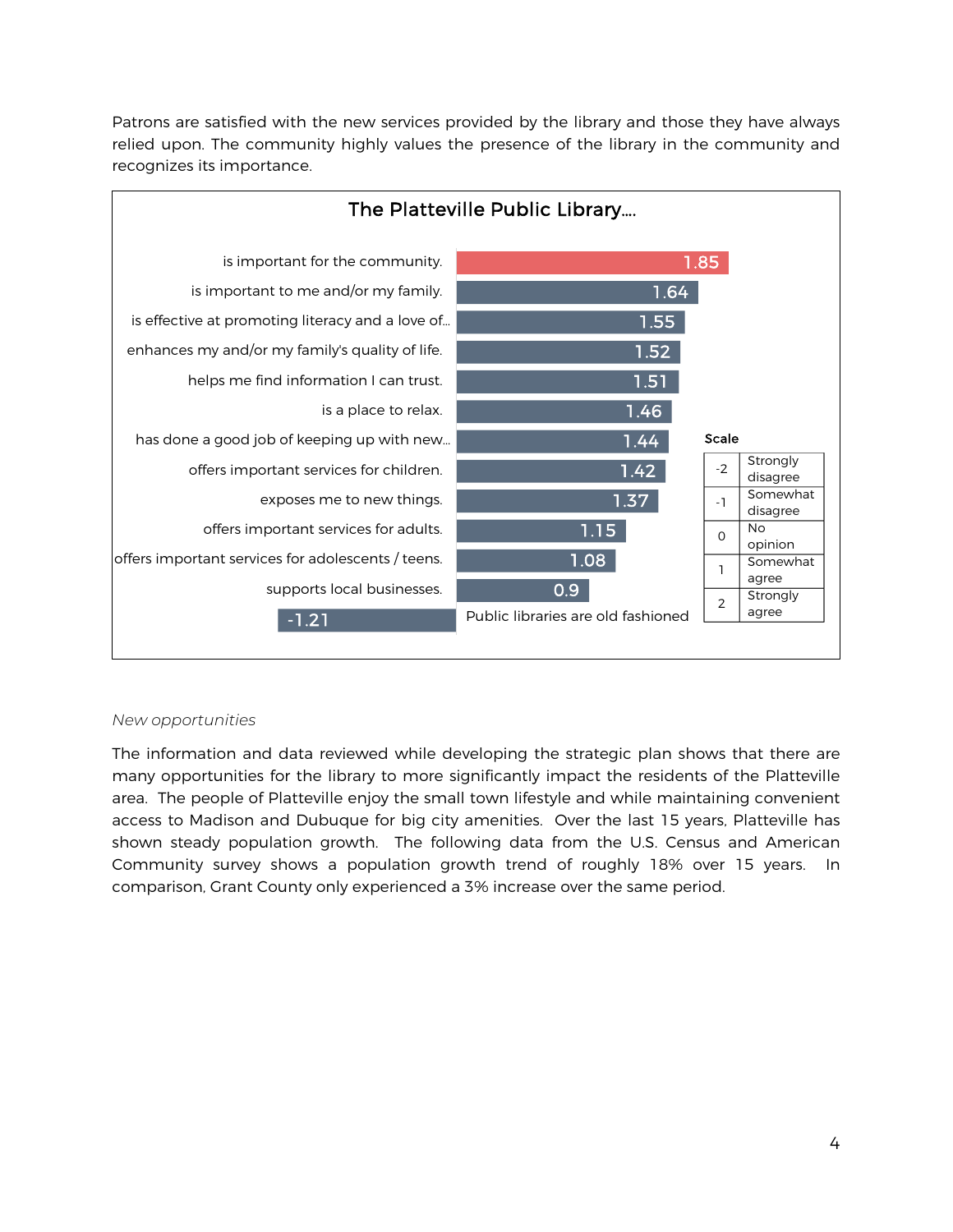Patrons are satisfied with the new services provided by the library and those they have always relied upon. The community highly values the presence of the library in the community and recognizes its importance.

**The Platteville Public Library....**

| Statement | Score |
| --- | --- |
| is important for the community. | 1.85 |
| is important to me and/or my family. | 1.64 |
| is effective at promoting literacy and a love of... | 1.55 |
| enhances my and/or my family's quality of life. | 1.52 |
| helps me find information I can trust. | 1.51 |
| is a place to relax. | 1.46 |
| has done a good job of keeping up with new... | 1.44 |
| offers important services for children. | 1.42 |
| exposes me to new things. | 1.37 |
| offers important services for adults. | 1.15 |
| offers important services for adolescents / teens. | 1.08 |
| supports local businesses. | 0.9 |
| Public libraries are old fashioned | -1.21 |

**Scale**

| Value | Meaning |
| --- | --- |
| -2 | Strongly disagree |
| -1 | Somewhat disagree |
| 0 | No opinion |
| 1 | Somewhat agree |
| 2 | Strongly agree |

*New opportunities*

The information and data reviewed while developing the strategic plan shows that there are many opportunities for the library to more significantly impact the residents of the Platteville area. The people of Platteville enjoy the small town lifestyle and while maintaining convenient access to Madison and Dubuque for big city amenities. Over the last 15 years, Platteville has shown steady population growth. The following data from the U.S. Census and American Community survey shows a population growth trend of roughly 18% over 15 years. In comparison, Grant County only experienced a 3% increase over the same period.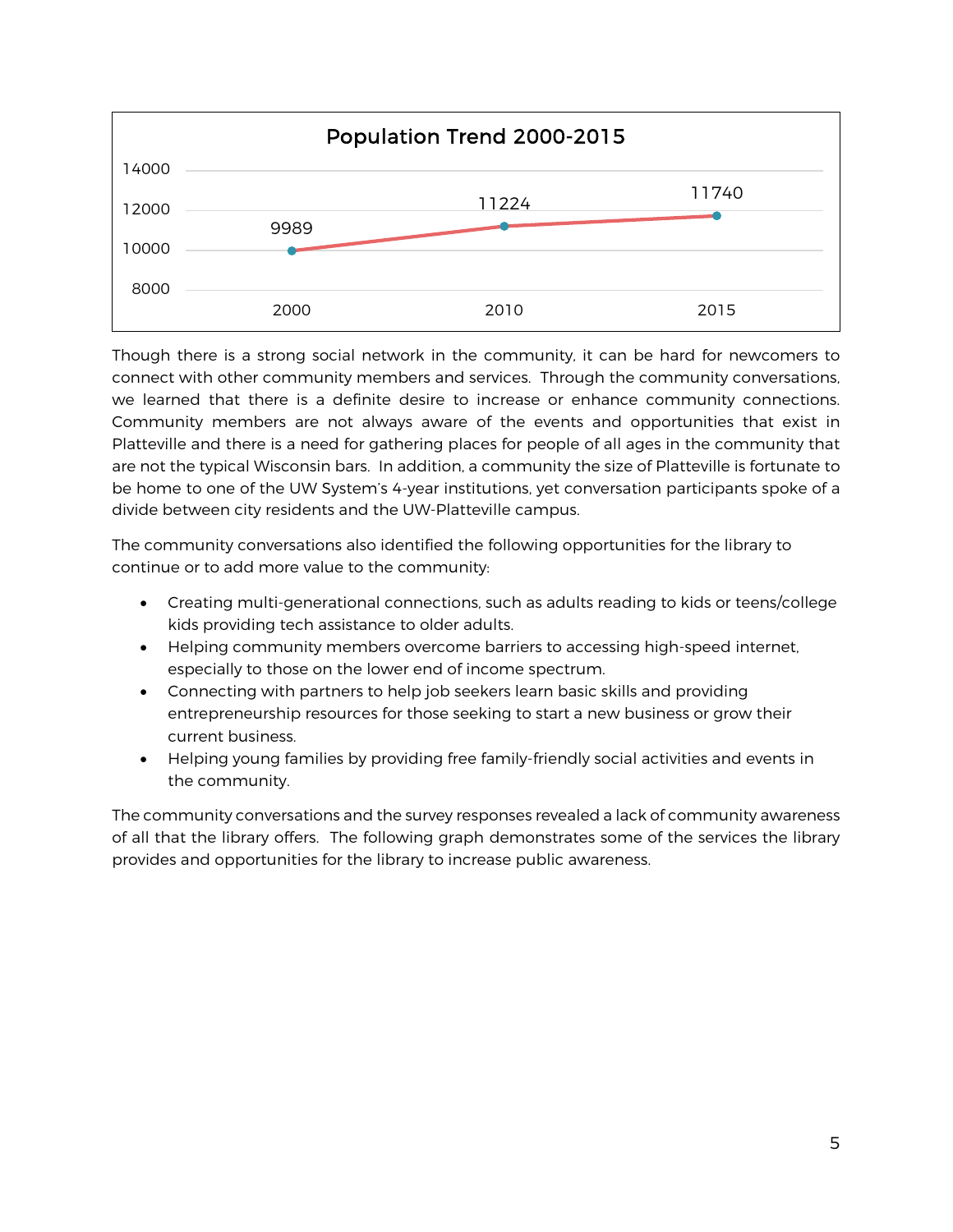**Population Trend 2000-2015**

| Year | Population |
|---|---|
| 2000 | 9989 |
| 2010 | 11224 |
| 2015 | 11740 |

Though there is a strong social network in the community, it can be hard for newcomers to connect with other community members and services. Through the community conversations, we learned that there is a definite desire to increase or enhance community connections. Community members are not always aware of the events and opportunities that exist in Platteville and there is a need for gathering places for people of all ages in the community that are not the typical Wisconsin bars. In addition, a community the size of Platteville is fortunate to be home to one of the UW System's 4-year institutions, yet conversation participants spoke of a divide between city residents and the UW-Platteville campus.

The community conversations also identified the following opportunities for the library to continue or to add more value to the community:

- Creating multi-generational connections, such as adults reading to kids or teens/college kids providing tech assistance to older adults.
- Helping community members overcome barriers to accessing high-speed internet, especially to those on the lower end of income spectrum.
- Connecting with partners to help job seekers learn basic skills and providing entrepreneurship resources for those seeking to start a new business or grow their current business.
- Helping young families by providing free family-friendly social activities and events in the community.

The community conversations and the survey responses revealed a lack of community awareness of all that the library offers. The following graph demonstrates some of the services the library provides and opportunities for the library to increase public awareness.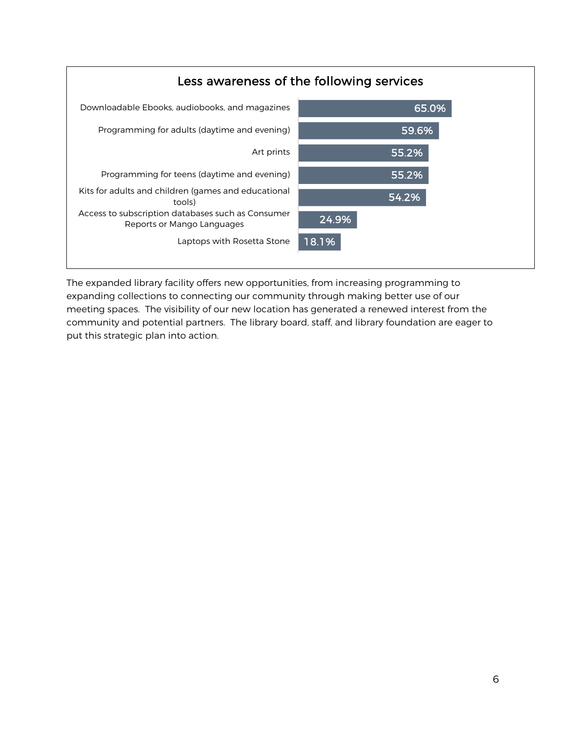### Less awareness of the following services

| Service | Percentage |
| --- | --- |
| Downloadable Ebooks, audiobooks, and magazines | 65.0% |
| Programming for adults (daytime and evening) | 59.6% |
| Art prints | 55.2% |
| Programming for teens (daytime and evening) | 55.2% |
| Kits for adults and children (games and educational tools) | 54.2% |
| Access to subscription databases such as Consumer Reports or Mango Languages | 24.9% |
| Laptops with Rosetta Stone | 18.1% |

The expanded library facility offers new opportunities, from increasing programming to expanding collections to connecting our community through making better use of our meeting spaces. The visibility of our new location has generated a renewed interest from the community and potential partners. The library board, staff, and library foundation are eager to put this strategic plan into action.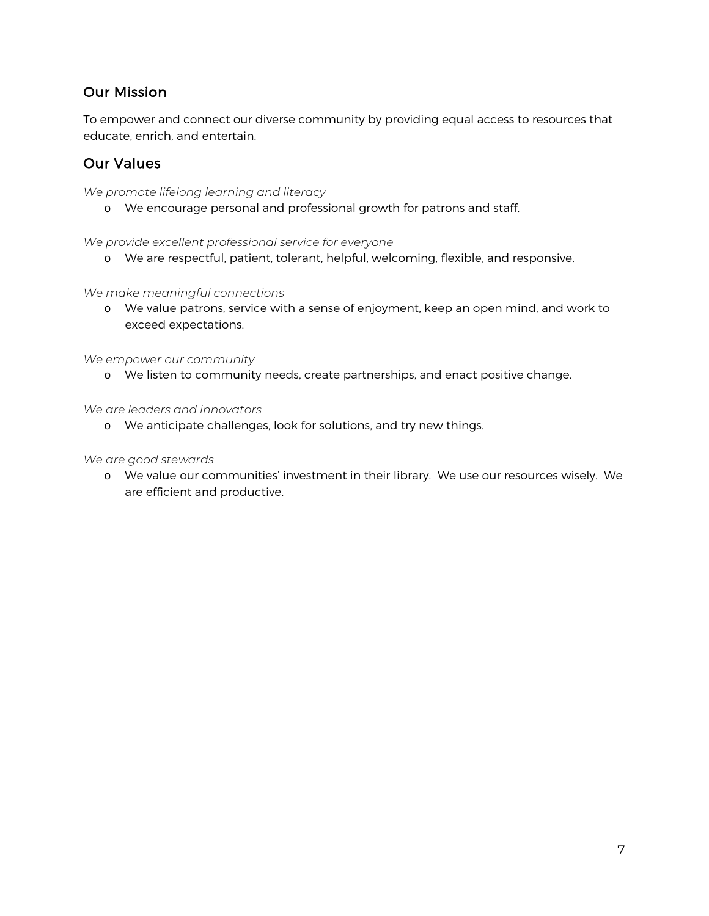## Our Mission

To empower and connect our diverse community by providing equal access to resources that educate, enrich, and entertain.

## Our Values

*We promote lifelong learning and literacy*

- We encourage personal and professional growth for patrons and staff.

*We provide excellent professional service for everyone*

- We are respectful, patient, tolerant, helpful, welcoming, flexible, and responsive.

*We make meaningful connections*

- We value patrons, service with a sense of enjoyment, keep an open mind, and work to exceed expectations.

*We empower our community*

- We listen to community needs, create partnerships, and enact positive change.

*We are leaders and innovators*

- We anticipate challenges, look for solutions, and try new things.

*We are good stewards*

- We value our communities' investment in their library. We use our resources wisely. We are efficient and productive.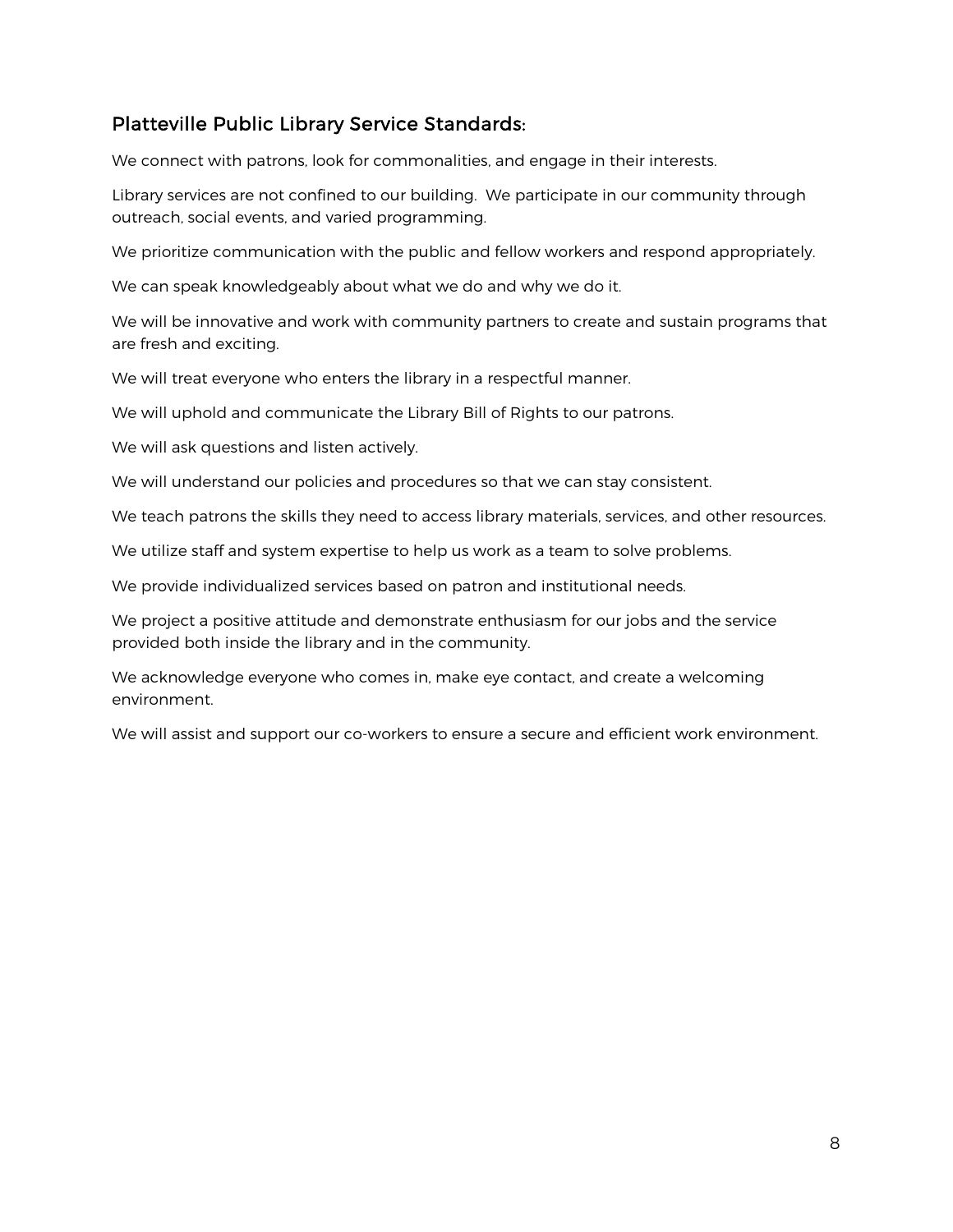## Platteville Public Library Service Standards:

We connect with patrons, look for commonalities, and engage in their interests.

Library services are not confined to our building. We participate in our community through outreach, social events, and varied programming.

We prioritize communication with the public and fellow workers and respond appropriately.

We can speak knowledgeably about what we do and why we do it.

We will be innovative and work with community partners to create and sustain programs that are fresh and exciting.

We will treat everyone who enters the library in a respectful manner.

We will uphold and communicate the Library Bill of Rights to our patrons.

We will ask questions and listen actively.

We will understand our policies and procedures so that we can stay consistent.

We teach patrons the skills they need to access library materials, services, and other resources.

We utilize staff and system expertise to help us work as a team to solve problems.

We provide individualized services based on patron and institutional needs.

We project a positive attitude and demonstrate enthusiasm for our jobs and the service provided both inside the library and in the community.

We acknowledge everyone who comes in, make eye contact, and create a welcoming environment.

We will assist and support our co-workers to ensure a secure and efficient work environment.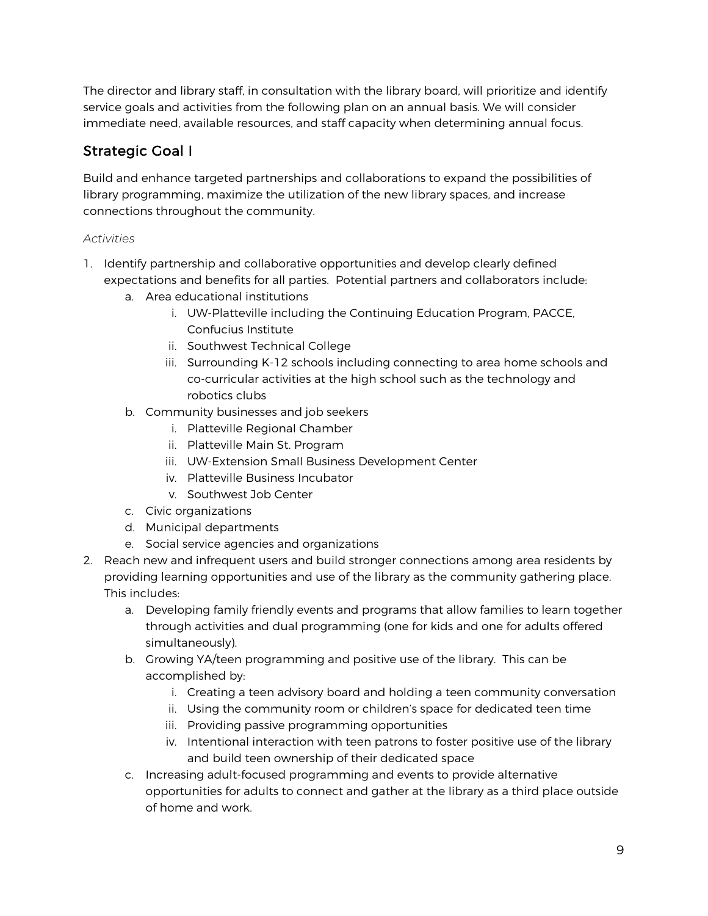The director and library staff, in consultation with the library board, will prioritize and identify service goals and activities from the following plan on an annual basis. We will consider immediate need, available resources, and staff capacity when determining annual focus.

## Strategic Goal I

Build and enhance targeted partnerships and collaborations to expand the possibilities of library programming, maximize the utilization of the new library spaces, and increase connections throughout the community.

*Activities*

1. Identify partnership and collaborative opportunities and develop clearly defined expectations and benefits for all parties. Potential partners and collaborators include:
   a. Area educational institutions
      i. UW-Platteville including the Continuing Education Program, PACCE, Confucius Institute
      ii. Southwest Technical College
      iii. Surrounding K-12 schools including connecting to area home schools and co-curricular activities at the high school such as the technology and robotics clubs
   b. Community businesses and job seekers
      i. Platteville Regional Chamber
      ii. Platteville Main St. Program
      iii. UW-Extension Small Business Development Center
      iv. Platteville Business Incubator
      v. Southwest Job Center
   c. Civic organizations
   d. Municipal departments
   e. Social service agencies and organizations
2. Reach new and infrequent users and build stronger connections among area residents by providing learning opportunities and use of the library as the community gathering place. This includes:
   a. Developing family friendly events and programs that allow families to learn together through activities and dual programming (one for kids and one for adults offered simultaneously).
   b. Growing YA/teen programming and positive use of the library. This can be accomplished by:
      i. Creating a teen advisory board and holding a teen community conversation
      ii. Using the community room or children's space for dedicated teen time
      iii. Providing passive programming opportunities
      iv. Intentional interaction with teen patrons to foster positive use of the library and build teen ownership of their dedicated space
   c. Increasing adult-focused programming and events to provide alternative opportunities for adults to connect and gather at the library as a third place outside of home and work.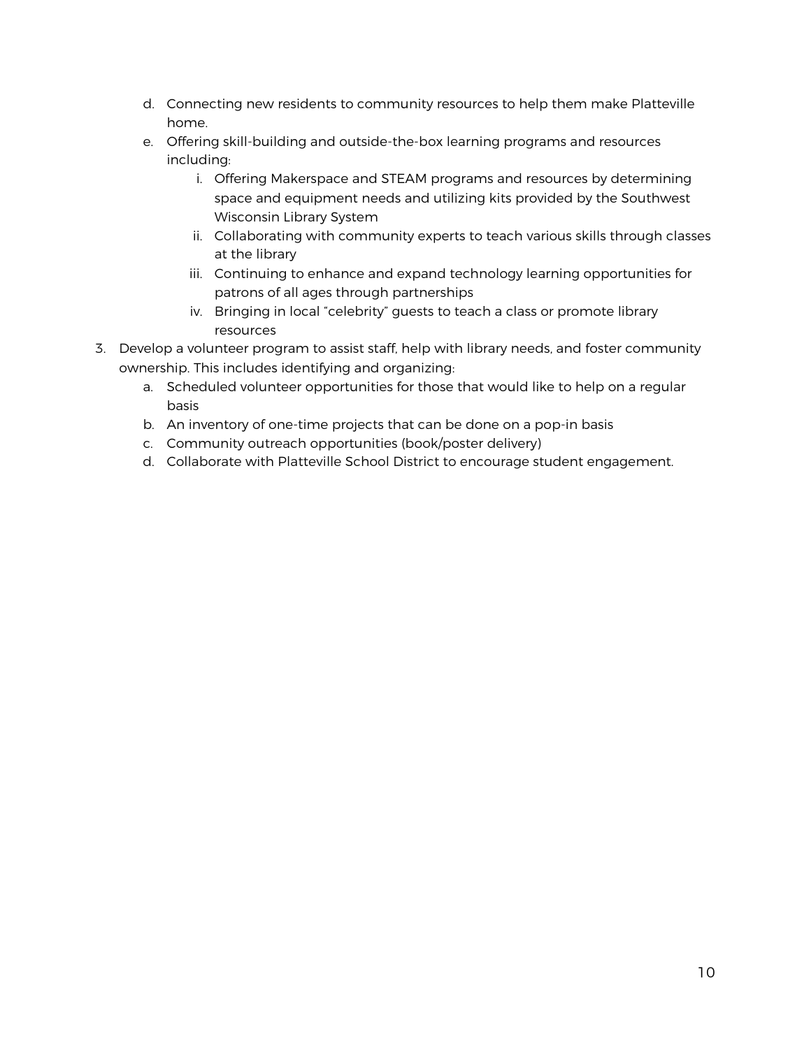d. Connecting new residents to community resources to help them make Platteville home.
   e. Offering skill-building and outside-the-box learning programs and resources including:
      i. Offering Makerspace and STEAM programs and resources by determining space and equipment needs and utilizing kits provided by the Southwest Wisconsin Library System
      ii. Collaborating with community experts to teach various skills through classes at the library
      iii. Continuing to enhance and expand technology learning opportunities for patrons of all ages through partnerships
      iv. Bringing in local “celebrity” guests to teach a class or promote library resources

3. Develop a volunteer program to assist staff, help with library needs, and foster community ownership. This includes identifying and organizing:
   a. Scheduled volunteer opportunities for those that would like to help on a regular basis
   b. An inventory of one-time projects that can be done on a pop-in basis
   c. Community outreach opportunities (book/poster delivery)
   d. Collaborate with Platteville School District to encourage student engagement.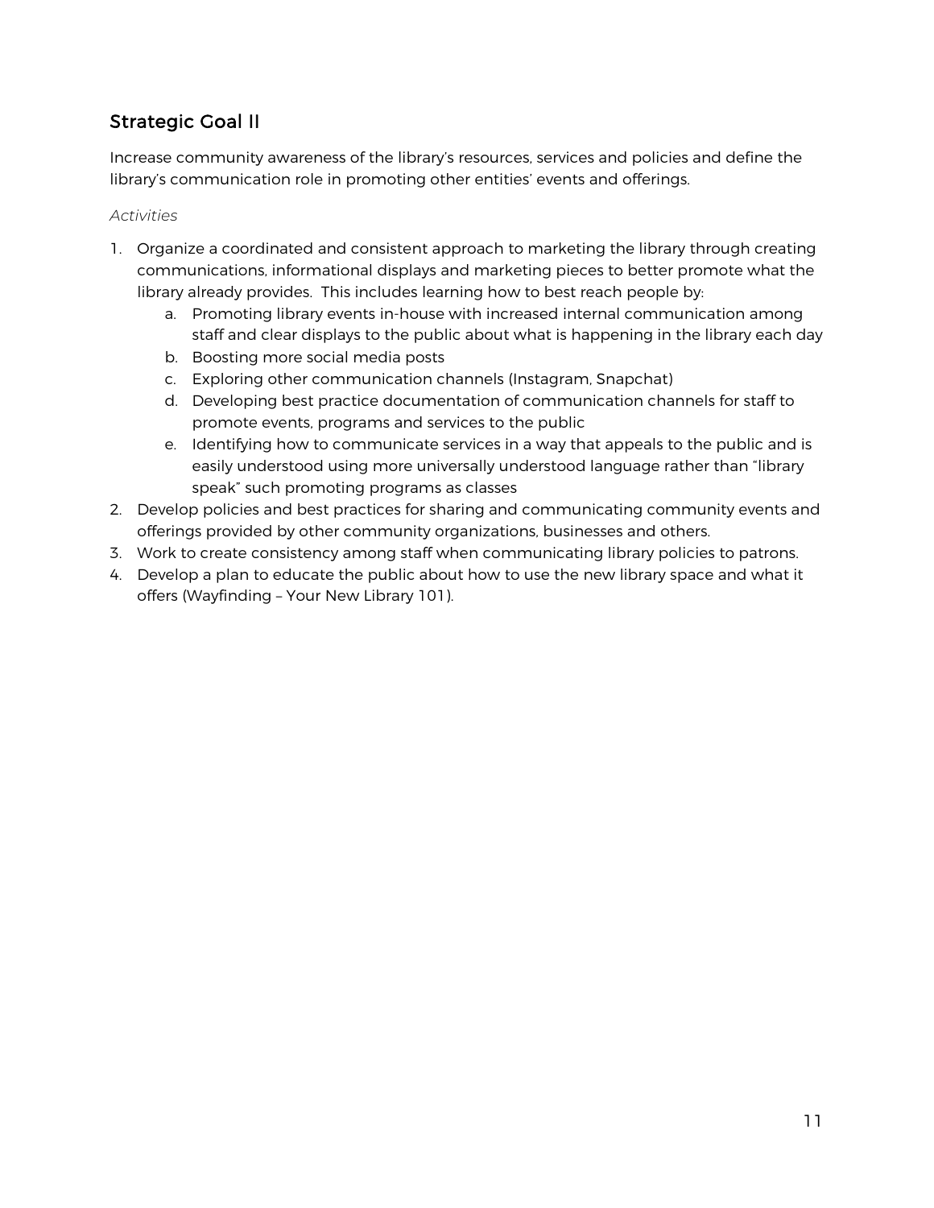## Strategic Goal II

Increase community awareness of the library's resources, services and policies and define the library's communication role in promoting other entities' events and offerings.

*Activities*

1. Organize a coordinated and consistent approach to marketing the library through creating communications, informational displays and marketing pieces to better promote what the library already provides. This includes learning how to best reach people by:
   a. Promoting library events in-house with increased internal communication among staff and clear displays to the public about what is happening in the library each day
   b. Boosting more social media posts
   c. Exploring other communication channels (Instagram, Snapchat)
   d. Developing best practice documentation of communication channels for staff to promote events, programs and services to the public
   e. Identifying how to communicate services in a way that appeals to the public and is easily understood using more universally understood language rather than "library speak" such promoting programs as classes
2. Develop policies and best practices for sharing and communicating community events and offerings provided by other community organizations, businesses and others.
3. Work to create consistency among staff when communicating library policies to patrons.
4. Develop a plan to educate the public about how to use the new library space and what it offers (Wayfinding – Your New Library 101).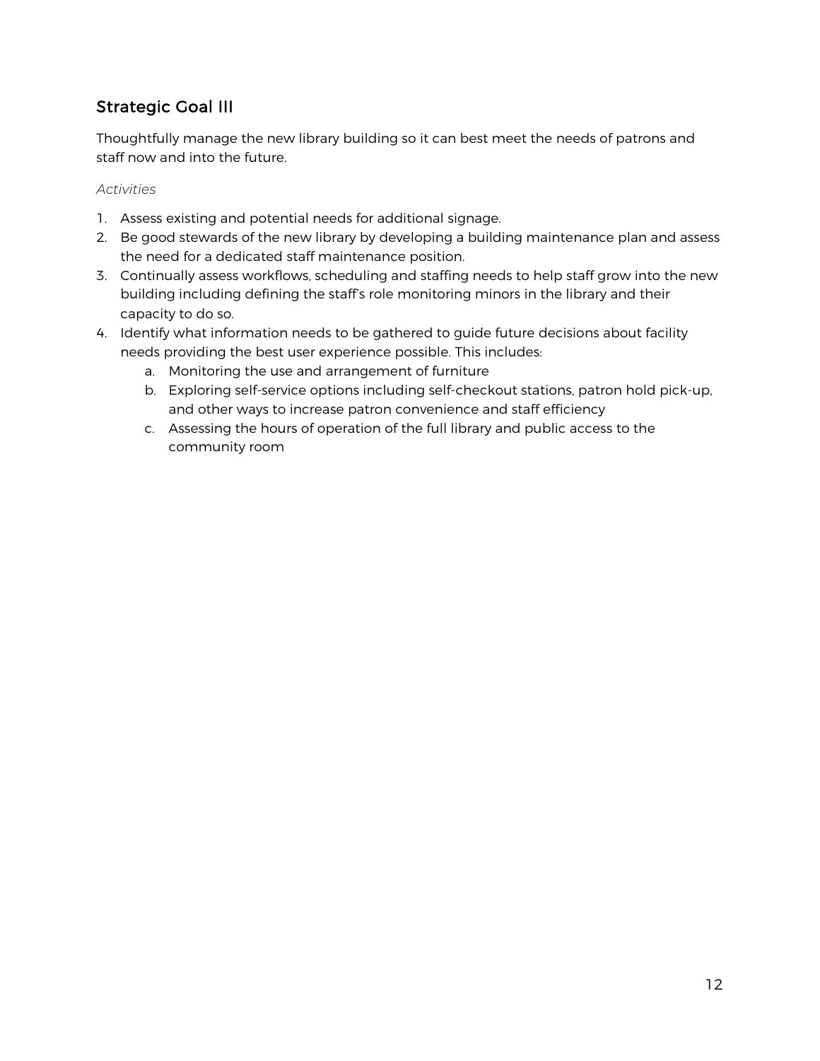## Strategic Goal III

Thoughtfully manage the new library building so it can best meet the needs of patrons and staff now and into the future.

*Activities*

1. Assess existing and potential needs for additional signage.
2. Be good stewards of the new library by developing a building maintenance plan and assess the need for a dedicated staff maintenance position.
3. Continually assess workflows, scheduling and staffing needs to help staff grow into the new building including defining the staff's role monitoring minors in the library and their capacity to do so.
4. Identify what information needs to be gathered to guide future decisions about facility needs providing the best user experience possible. This includes:
   a. Monitoring the use and arrangement of furniture
   b. Exploring self-service options including self-checkout stations, patron hold pick-up, and other ways to increase patron convenience and staff efficiency
   c. Assessing the hours of operation of the full library and public access to the community room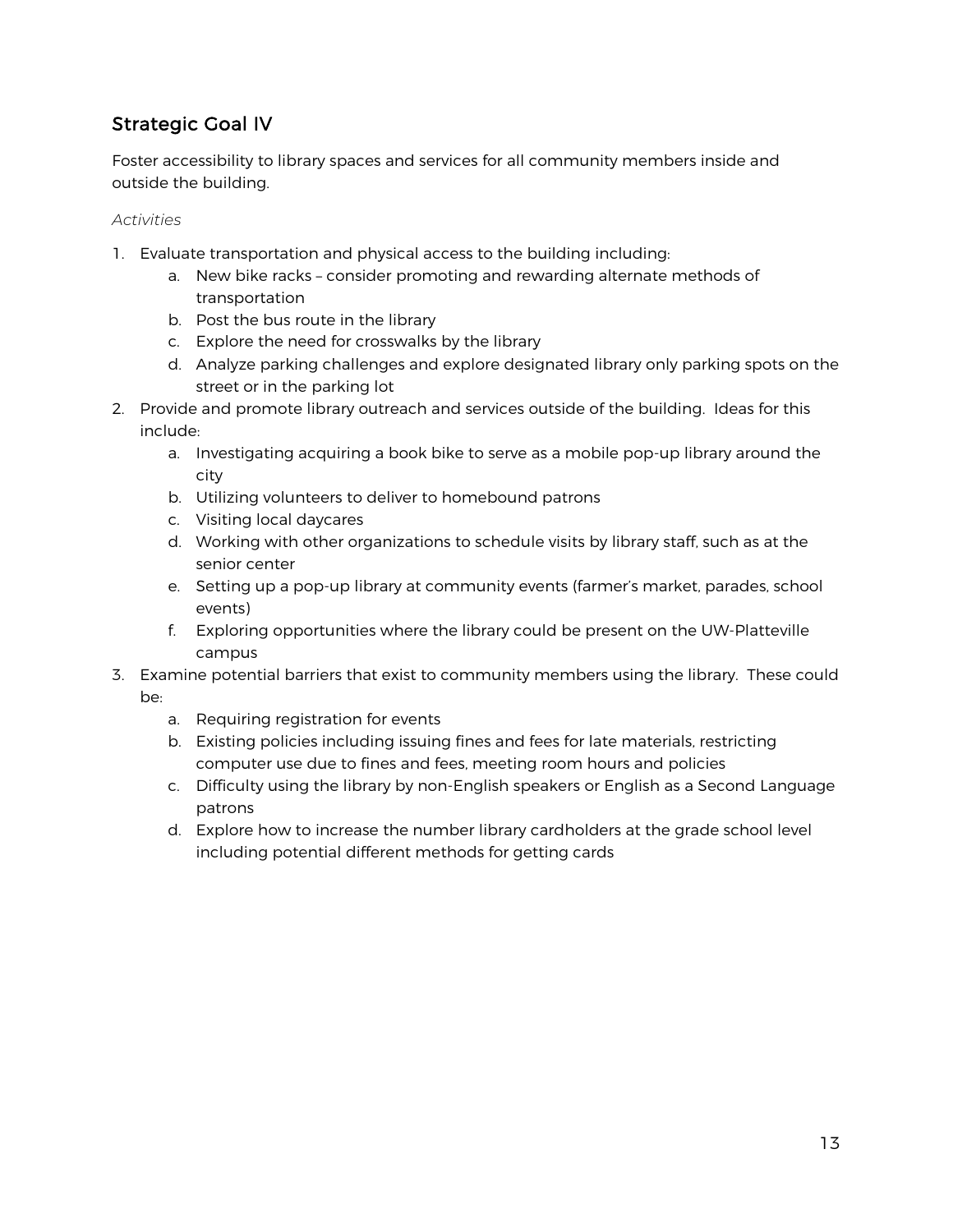## Strategic Goal IV

Foster accessibility to library spaces and services for all community members inside and outside the building.

*Activities*

1. Evaluate transportation and physical access to the building including:
    a. New bike racks – consider promoting and rewarding alternate methods of transportation
    b. Post the bus route in the library
    c. Explore the need for crosswalks by the library
    d. Analyze parking challenges and explore designated library only parking spots on the street or in the parking lot
2. Provide and promote library outreach and services outside of the building. Ideas for this include:
    a. Investigating acquiring a book bike to serve as a mobile pop-up library around the city
    b. Utilizing volunteers to deliver to homebound patrons
    c. Visiting local daycares
    d. Working with other organizations to schedule visits by library staff, such as at the senior center
    e. Setting up a pop-up library at community events (farmer's market, parades, school events)
    f. Exploring opportunities where the library could be present on the UW-Platteville campus
3. Examine potential barriers that exist to community members using the library. These could be:
    a. Requiring registration for events
    b. Existing policies including issuing fines and fees for late materials, restricting computer use due to fines and fees, meeting room hours and policies
    c. Difficulty using the library by non-English speakers or English as a Second Language patrons
    d. Explore how to increase the number library cardholders at the grade school level including potential different methods for getting cards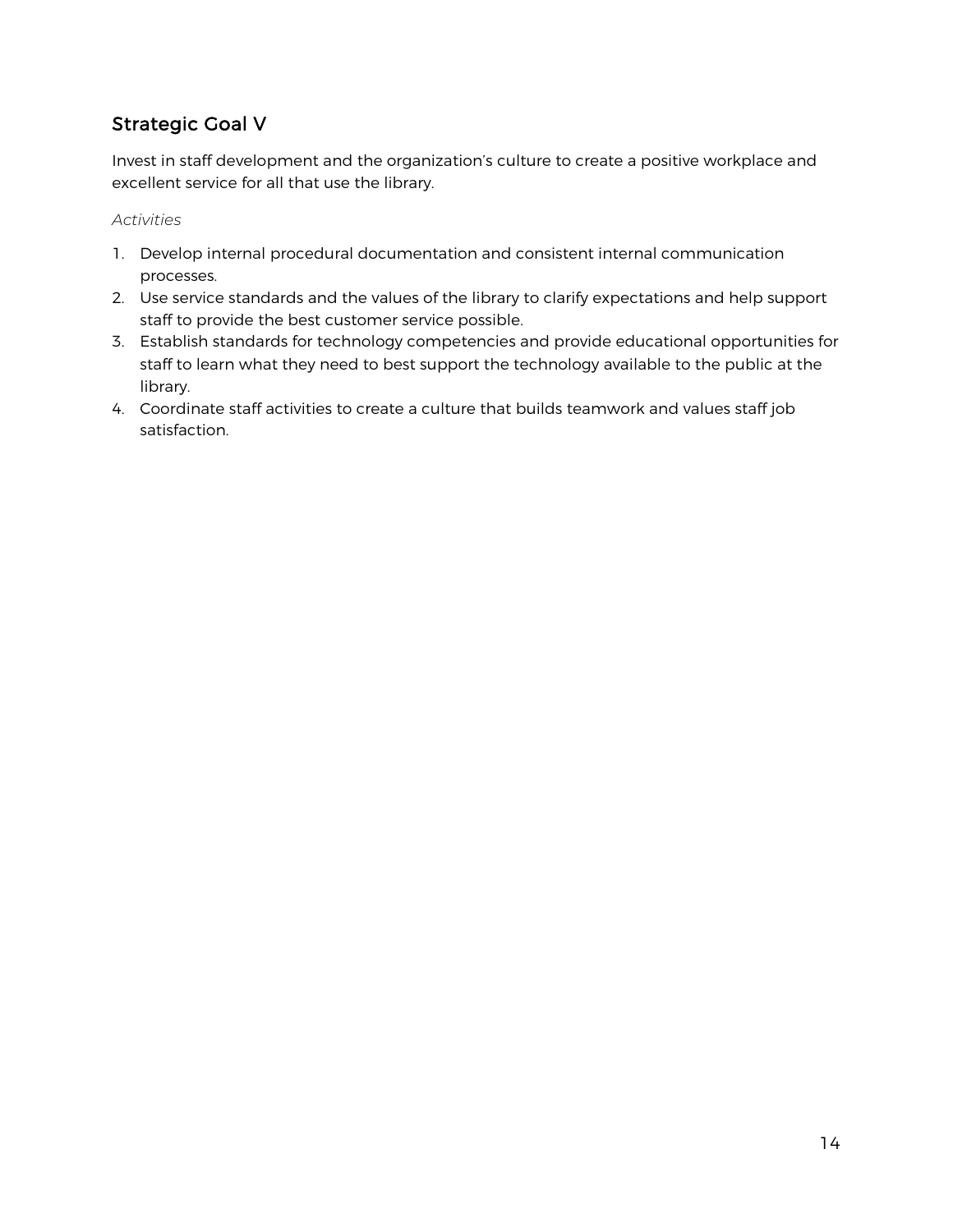## Strategic Goal V

Invest in staff development and the organization's culture to create a positive workplace and excellent service for all that use the library.

*Activities*

1. Develop internal procedural documentation and consistent internal communication processes.
2. Use service standards and the values of the library to clarify expectations and help support staff to provide the best customer service possible.
3. Establish standards for technology competencies and provide educational opportunities for staff to learn what they need to best support the technology available to the public at the library.
4. Coordinate staff activities to create a culture that builds teamwork and values staff job satisfaction.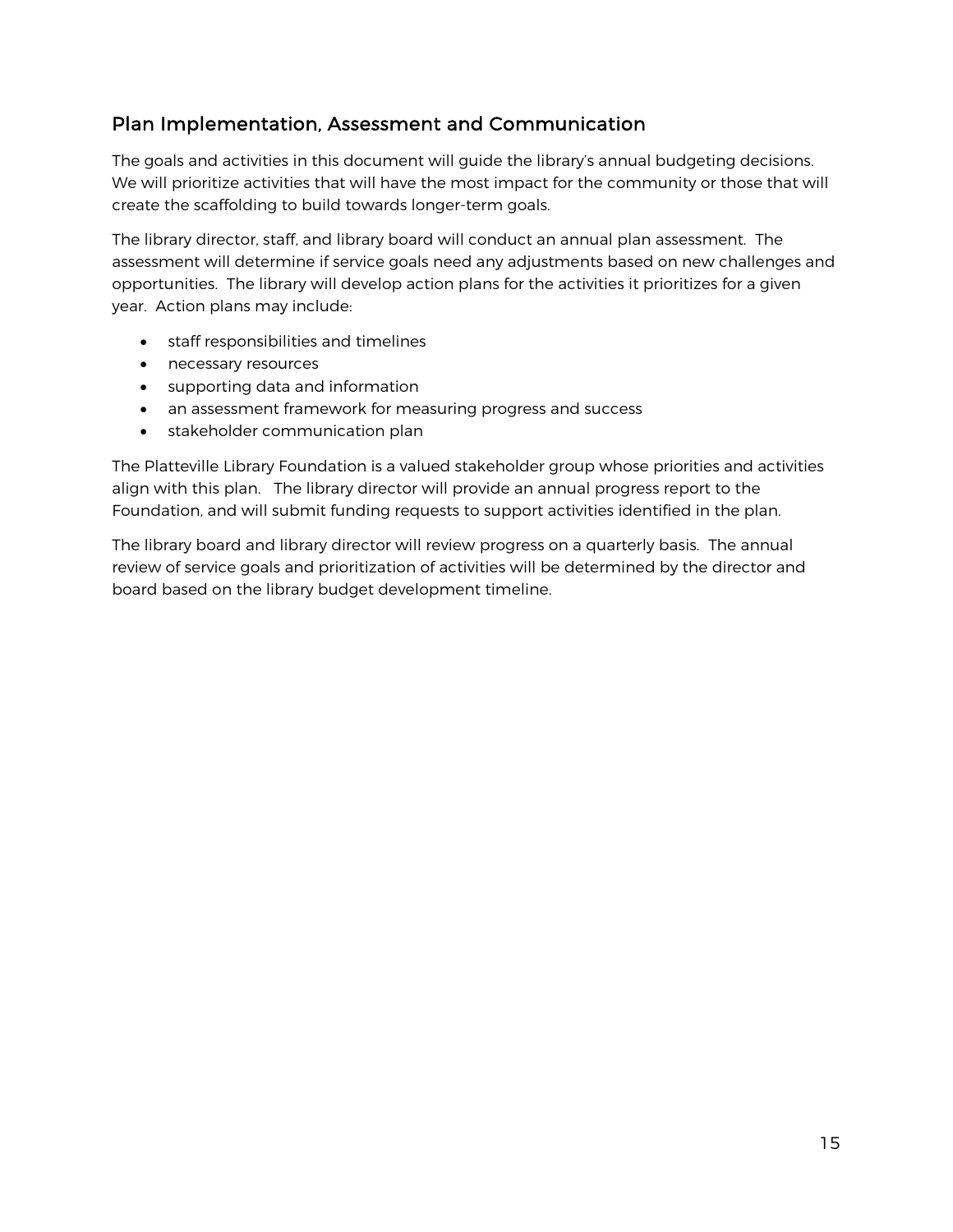## Plan Implementation, Assessment and Communication

The goals and activities in this document will guide the library's annual budgeting decisions. We will prioritize activities that will have the most impact for the community or those that will create the scaffolding to build towards longer-term goals.

The library director, staff, and library board will conduct an annual plan assessment. The assessment will determine if service goals need any adjustments based on new challenges and opportunities. The library will develop action plans for the activities it prioritizes for a given year. Action plans may include:

- staff responsibilities and timelines
- necessary resources
- supporting data and information
- an assessment framework for measuring progress and success
- stakeholder communication plan

The Platteville Library Foundation is a valued stakeholder group whose priorities and activities align with this plan. The library director will provide an annual progress report to the Foundation, and will submit funding requests to support activities identified in the plan.

The library board and library director will review progress on a quarterly basis. The annual review of service goals and prioritization of activities will be determined by the director and board based on the library budget development timeline.